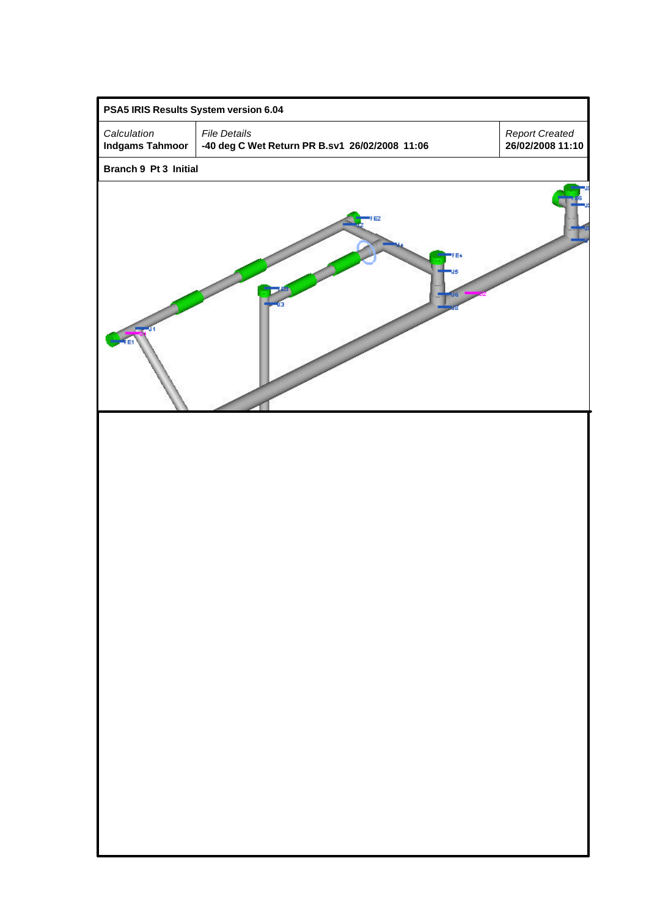| PSA5 IRIS Results System version 6.04 | | |
|---|---|---|
| *Calculation* **Indgams Tahmoor** | *File Details* **-40 deg C Wet Return PR B.sv1 26/02/2008 11:06** | *Report Created* **26/02/2008 11:10** |
| **Branch 9 Pt 3 Initial** | | |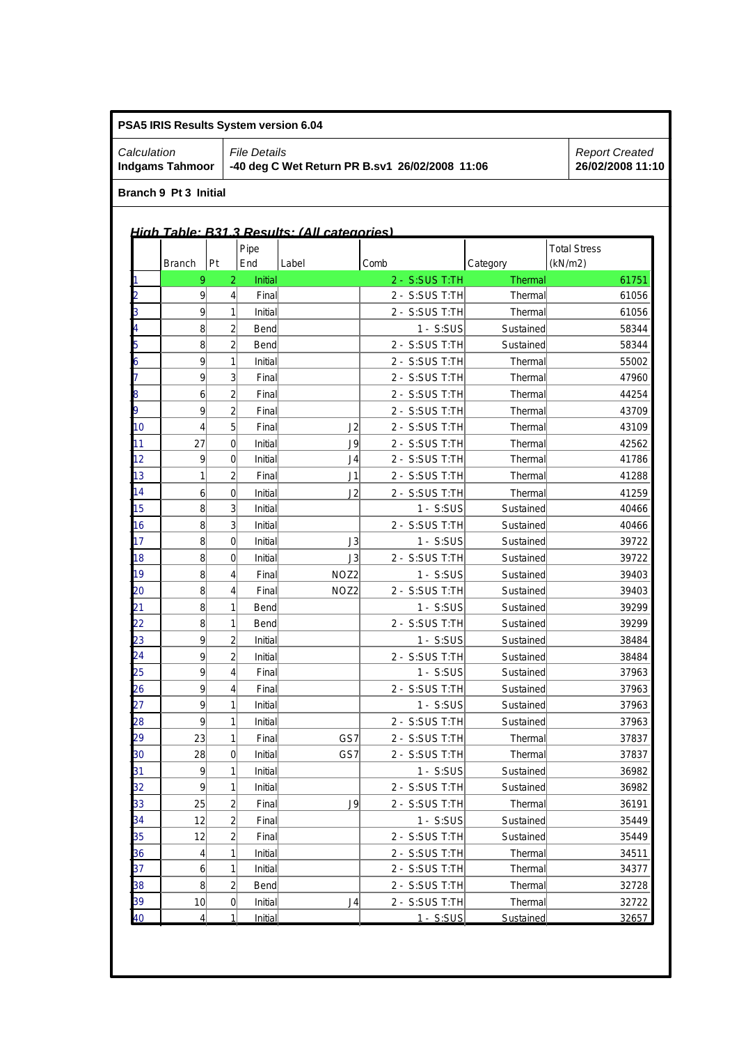**PSA5 IRIS Results System version 6.04**

| *Calculation* | *File Details* | *Report Created* |
|---|---|---|
| **Indgams Tahmoor** | **-40 deg C Wet Return PR B.sv1 26/02/2008 11:06** | **26/02/2008 11:10** |

**Branch 9 Pt 3 Initial**

## *High Table: B31.3 Results: (All categories)*

| | Branch | Pt | Pipe End | Label | Comb | Category | Total Stress (kN/m2) |
|---|---|---|---|---|---|---|---|
| 1 | 9 | 2 | Initial | | 2 - S:SUS T:TH | Thermal | 61751 |
| 2 | 9 | 4 | Final | | 2 - S:SUS T:TH | Thermal | 61056 |
| 3 | 9 | 1 | Initial | | 2 - S:SUS T:TH | Thermal | 61056 |
| 4 | 8 | 2 | Bend | | 1 - S:SUS | Sustained | 58344 |
| 5 | 8 | 2 | Bend | | 2 - S:SUS T:TH | Sustained | 58344 |
| 6 | 9 | 1 | Initial | | 2 - S:SUS T:TH | Thermal | 55002 |
| 7 | 9 | 3 | Final | | 2 - S:SUS T:TH | Thermal | 47960 |
| 8 | 6 | 2 | Final | | 2 - S:SUS T:TH | Thermal | 44254 |
| 9 | 9 | 2 | Final | | 2 - S:SUS T:TH | Thermal | 43709 |
| 10 | 4 | 5 | Final | J2 | 2 - S:SUS T:TH | Thermal | 43109 |
| 11 | 27 | 0 | Initial | J9 | 2 - S:SUS T:TH | Thermal | 42562 |
| 12 | 9 | 0 | Initial | J4 | 2 - S:SUS T:TH | Thermal | 41786 |
| 13 | 1 | 2 | Final | J1 | 2 - S:SUS T:TH | Thermal | 41288 |
| 14 | 6 | 0 | Initial | J2 | 2 - S:SUS T:TH | Thermal | 41259 |
| 15 | 8 | 3 | Initial | | 1 - S:SUS | Sustained | 40466 |
| 16 | 8 | 3 | Initial | | 2 - S:SUS T:TH | Sustained | 40466 |
| 17 | 8 | 0 | Initial | J3 | 1 - S:SUS | Sustained | 39722 |
| 18 | 8 | 0 | Initial | J3 | 2 - S:SUS T:TH | Sustained | 39722 |
| 19 | 8 | 4 | Final | NOZ2 | 1 - S:SUS | Sustained | 39403 |
| 20 | 8 | 4 | Final | NOZ2 | 2 - S:SUS T:TH | Sustained | 39403 |
| 21 | 8 | 1 | Bend | | 1 - S:SUS | Sustained | 39299 |
| 22 | 8 | 1 | Bend | | 2 - S:SUS T:TH | Sustained | 39299 |
| 23 | 9 | 2 | Initial | | 1 - S:SUS | Sustained | 38484 |
| 24 | 9 | 2 | Initial | | 2 - S:SUS T:TH | Sustained | 38484 |
| 25 | 9 | 4 | Final | | 1 - S:SUS | Sustained | 37963 |
| 26 | 9 | 4 | Final | | 2 - S:SUS T:TH | Sustained | 37963 |
| 27 | 9 | 1 | Initial | | 1 - S:SUS | Sustained | 37963 |
| 28 | 9 | 1 | Initial | | 2 - S:SUS T:TH | Sustained | 37963 |
| 29 | 23 | 1 | Final | GS7 | 2 - S:SUS T:TH | Thermal | 37837 |
| 30 | 28 | 0 | Initial | GS7 | 2 - S:SUS T:TH | Thermal | 37837 |
| 31 | 9 | 1 | Initial | | 1 - S:SUS | Sustained | 36982 |
| 32 | 9 | 1 | Initial | | 2 - S:SUS T:TH | Sustained | 36982 |
| 33 | 25 | 2 | Final | J9 | 2 - S:SUS T:TH | Thermal | 36191 |
| 34 | 12 | 2 | Final | | 1 - S:SUS | Sustained | 35449 |
| 35 | 12 | 2 | Final | | 2 - S:SUS T:TH | Sustained | 35449 |
| 36 | 4 | 1 | Initial | | 2 - S:SUS T:TH | Thermal | 34511 |
| 37 | 6 | 1 | Initial | | 2 - S:SUS T:TH | Thermal | 34377 |
| 38 | 8 | 2 | Bend | | 2 - S:SUS T:TH | Thermal | 32728 |
| 39 | 10 | 0 | Initial | J4 | 2 - S:SUS T:TH | Thermal | 32722 |
| 40 | 4 | 1 | Initial | | 1 - S:SUS | Sustained | 32657 |